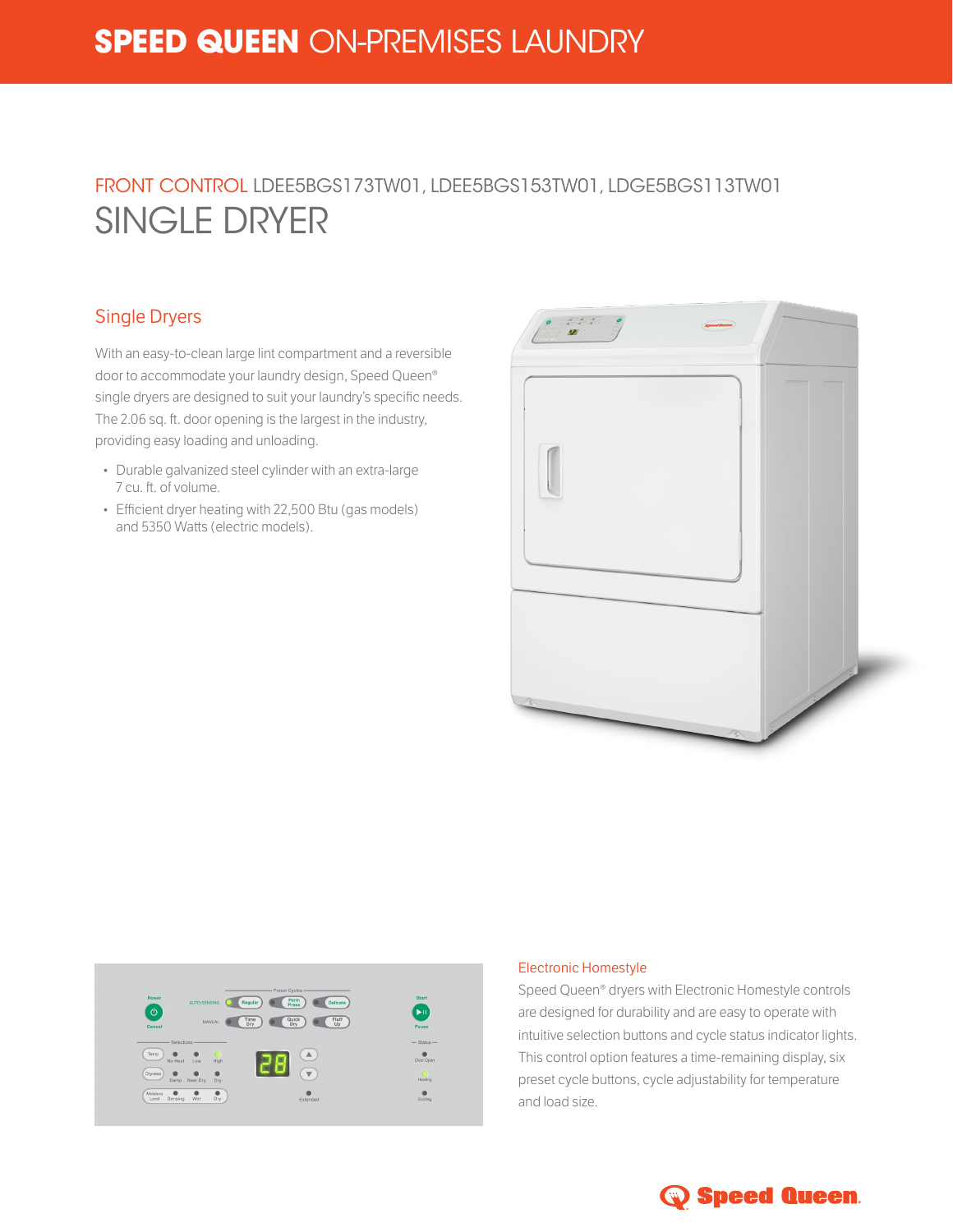# SPEED QUEEN ON-PREMISES LAUNDRY

## FRONT CONTROL LDEE5BGS173TW01, LDEE5BGS153TW01, LDGE5BGS113TW01

# SINGLE DRYER

### Single Dryers

With an easy-to-clean large lint compartment and a reversible door to accommodate your laundry design, Speed Queen® single dryers are designed to suit your laundry's specific needs. The 2.06 sq. ft. door opening is the largest in the industry, providing easy loading and unloading.

- Durable galvanized steel cylinder with an extra-large 7 cu. ft. of volume.
- Efficient dryer heating with 22,500 Btu (gas models) and 5350 Watts (electric models).

### Electronic Homestyle

Speed Queen® dryers with Electronic Homestyle controls are designed for durability and are easy to operate with intuitive selection buttons and cycle status indicator lights. This control option features a time-remaining display, six preset cycle buttons, cycle adjustability for temperature and load size.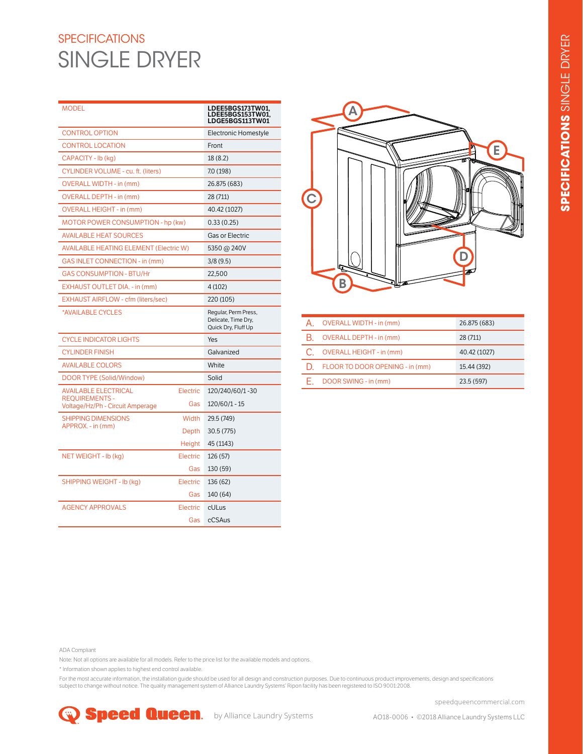## SPECIFICATIONS

# SINGLE DRYER

| MODEL | | LDEE5BGS173TW01, LDEE5BGS153TW01, LDGE5BGS113TW01 |
|---|---|---|
| CONTROL OPTION | | Electronic Homestyle |
| CONTROL LOCATION | | Front |
| CAPACITY - lb (kg) | | 18 (8.2) |
| CYLINDER VOLUME - cu. ft. (liters) | | 7.0 (198) |
| OVERALL WIDTH - in (mm) | | 26.875 (683) |
| OVERALL DEPTH - in (mm) | | 28 (711) |
| OVERALL HEIGHT - in (mm) | | 40.42 (1027) |
| MOTOR POWER CONSUMPTION - hp (kw) | | 0.33 (0.25) |
| AVAILABLE HEAT SOURCES | | Gas or Electric |
| AVAILABLE HEATING ELEMENT (Electric W) | | 5350 @ 240V |
| GAS INLET CONNECTION - in (mm) | | 3/8 (9.5) |
| GAS CONSUMPTION - BTU/Hr | | 22,500 |
| EXHAUST OUTLET DIA. - in (mm) | | 4 (102) |
| EXHAUST AIRFLOW - cfm (liters/sec) | | 220 (105) |
| *AVAILABLE CYCLES | | Regular, Perm Press, Delicate, Time Dry, Quick Dry, Fluff Up |
| CYCLE INDICATOR LIGHTS | | Yes |
| CYLINDER FINISH | | Galvanized |
| AVAILABLE COLORS | | White |
| DOOR TYPE (Solid/Window) | | Solid |
| AVAILABLE ELECTRICAL REQUIREMENTS - Voltage/Hz/Ph - Circuit Amperage | Electric | 120/240/60/1 -30 |
| | Gas | 120/60/1 - 15 |
| SHIPPING DIMENSIONS APPROX. - in (mm) | Width | 29.5 (749) |
| | Depth | 30.5 (775) |
| | Height | 45 (1143) |
| NET WEIGHT - lb (kg) | Electric | 126 (57) |
| | Gas | 130 (59) |
| SHIPPING WEIGHT - lb (kg) | Electric | 136 (62) |
| | Gas | 140 (64) |
| AGENCY APPROVALS | Electric | cULus |
| | Gas | cCSAus |

A
B
C
D
E

| | | |
|---|---|---|
| A. | OVERALL WIDTH - in (mm) | 26.875 (683) |
| B. | OVERALL DEPTH - in (mm) | 28 (711) |
| C. | OVERALL HEIGHT - in (mm) | 40.42 (1027) |
| D. | FLOOR TO DOOR OPENING - in (mm) | 15.44 (392) |
| E. | DOOR SWING - in (mm) | 23.5 (597) |

ADA Compliant

Note: Not all options are available for all models. Refer to the price list for the available models and options.

* Information shown applies to highest end control available.

For the most accurate information, the installation guide should be used for all design and construction purposes. Due to continuous product improvements, design and specifications subject to change without notice. The quality management system of Alliance Laundry Systems' Ripon facility has been registered to ISO 9001:2008.

Speed Queen. by Alliance Laundry Systems

speedqueencommercial.com

AO18-0006 • ©2018 Alliance Laundry Systems LLC